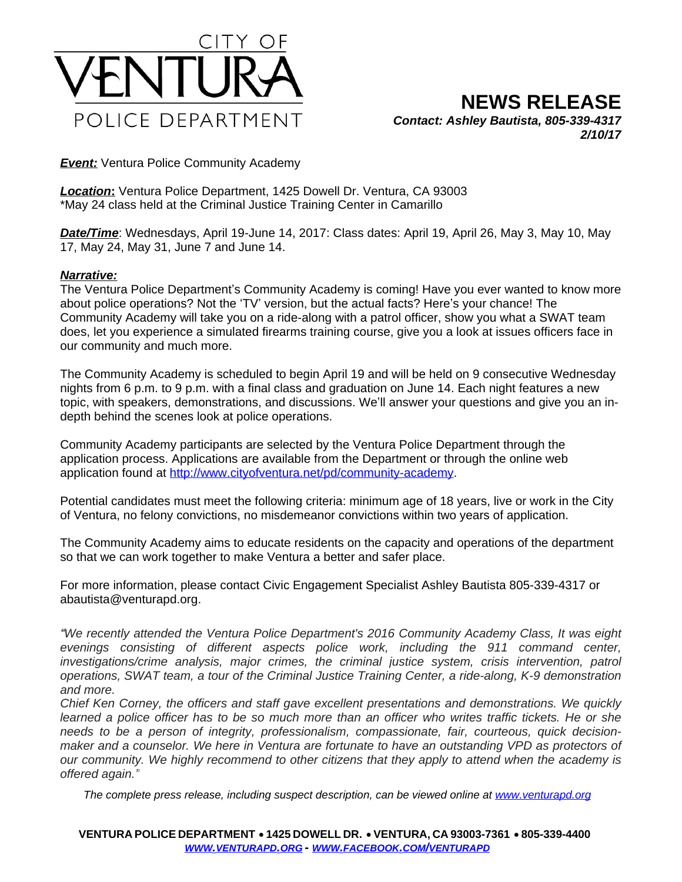CITY OF VENTURA POLICE DEPARTMENT

# NEWS RELEASE

***Contact: Ashley Bautista, 805-339-4317***
***2/10/17***

***Event:*** Ventura Police Community Academy

***Location*:** Ventura Police Department, 1425 Dowell Dr. Ventura, CA 93003
*May 24 class held at the Criminal Justice Training Center in Camarillo

***Date/Time***: Wednesdays, April 19-June 14, 2017: Class dates: April 19, April 26, May 3, May 10, May 17, May 24, May 31, June 7 and June 14.

***Narrative:***

The Ventura Police Department's Community Academy is coming! Have you ever wanted to know more about police operations? Not the 'TV' version, but the actual facts? Here's your chance! The Community Academy will take you on a ride-along with a patrol officer, show you what a SWAT team does, let you experience a simulated firearms training course, give you a look at issues officers face in our community and much more.

The Community Academy is scheduled to begin April 19 and will be held on 9 consecutive Wednesday nights from 6 p.m. to 9 p.m. with a final class and graduation on June 14. Each night features a new topic, with speakers, demonstrations, and discussions. We'll answer your questions and give you an in-depth behind the scenes look at police operations.

Community Academy participants are selected by the Ventura Police Department through the application process. Applications are available from the Department or through the online web application found at http://www.cityofventura.net/pd/community-academy.

Potential candidates must meet the following criteria: minimum age of 18 years, live or work in the City of Ventura, no felony convictions, no misdemeanor convictions within two years of application.

The Community Academy aims to educate residents on the capacity and operations of the department so that we can work together to make Ventura a better and safer place.

For more information, please contact Civic Engagement Specialist Ashley Bautista 805-339-4317 or abautista@venturapd.org.

*"We recently attended the Ventura Police Department's 2016 Community Academy Class, It was eight evenings consisting of different aspects police work, including the 911 command center, investigations/crime analysis, major crimes, the criminal justice system, crisis intervention, patrol operations, SWAT team, a tour of the Criminal Justice Training Center, a ride-along, K-9 demonstration and more.*
*Chief Ken Corney, the officers and staff gave excellent presentations and demonstrations. We quickly learned a police officer has to be so much more than an officer who writes traffic tickets. He or she needs to be a person of integrity, professionalism, compassionate, fair, courteous, quick decision-maker and a counselor. We here in Ventura are fortunate to have an outstanding VPD as protectors of our community. We highly recommend to other citizens that they apply to attend when the academy is offered again."*

*The complete press release, including suspect description, can be viewed online at www.venturapd.org*

**VENTURA POLICE DEPARTMENT • 1425 DOWELL DR. • VENTURA, CA 93003-7361 • 805-339-4400**
***WWW.VENTURAPD.ORG - WWW.FACEBOOK.COM/VENTURAPD***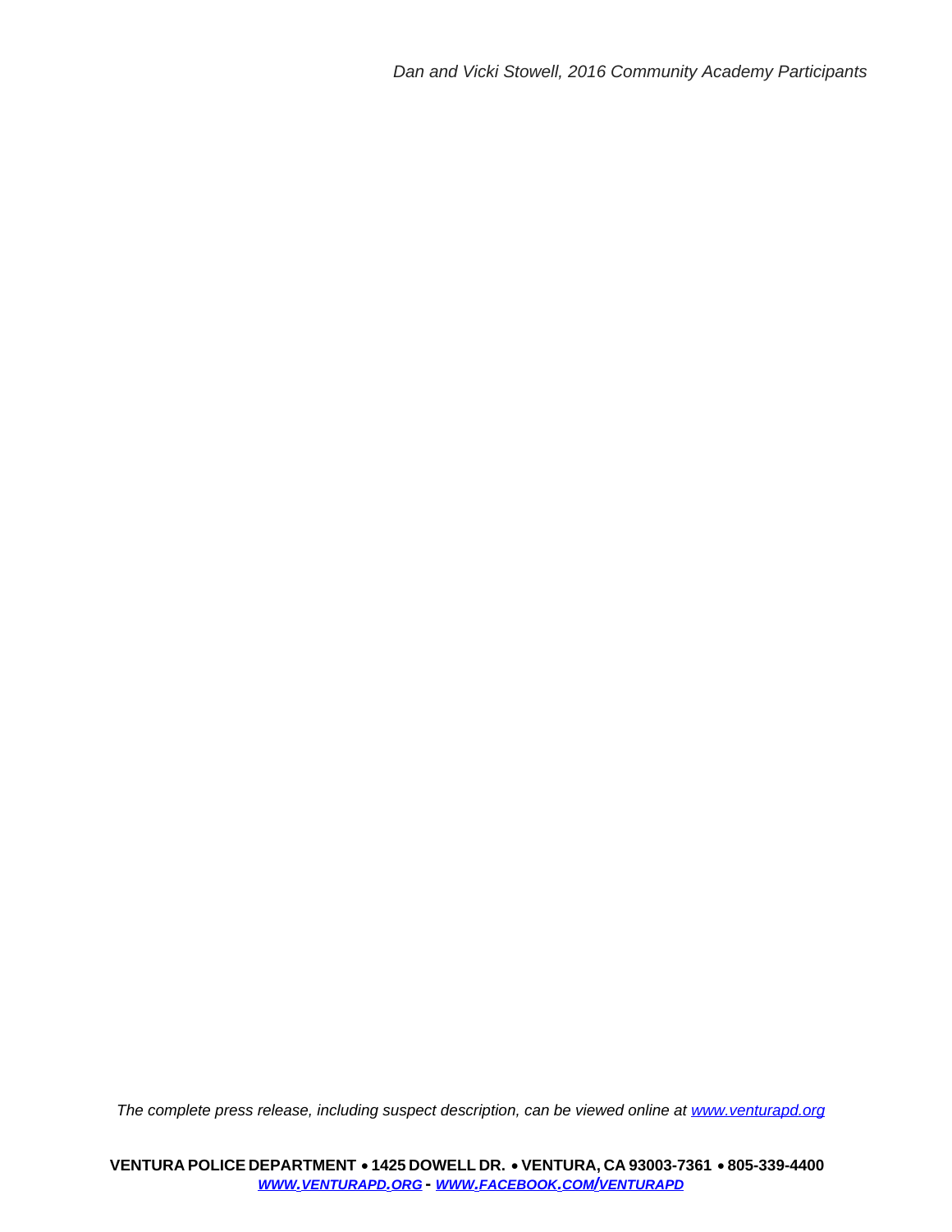*Dan and Vicki Stowell, 2016 Community Academy Participants*

*The complete press release, including suspect description, can be viewed online at www.venturapd.org*